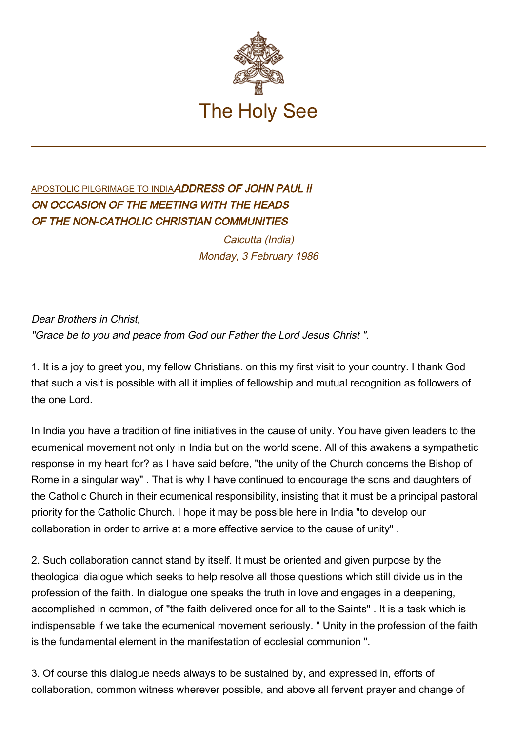# The Holy See

APOSTOLIC PILGRIMAGE TO INDIA

## *ADDRESS OF JOHN PAUL II ON OCCASION OF THE MEETING WITH THE HEADS OF THE NON-CATHOLIC CHRISTIAN COMMUNITIES*

*Calcutta (India)*
*Monday, 3 February 1986*

*Dear Brothers in Christ,*
*"Grace be to you and peace from God our Father the Lord Jesus Christ ".*

1. It is a joy to greet you, my fellow Christians. on this my first visit to your country. I thank God that such a visit is possible with all it implies of fellowship and mutual recognition as followers of the one Lord.

In India you have a tradition of fine initiatives in the cause of unity. You have given leaders to the ecumenical movement not only in India but on the world scene. All of this awakens a sympathetic response in my heart for? as I have said before, "the unity of the Church concerns the Bishop of Rome in a singular way" . That is why I have continued to encourage the sons and daughters of the Catholic Church in their ecumenical responsibility, insisting that it must be a principal pastoral priority for the Catholic Church. I hope it may be possible here in India "to develop our collaboration in order to arrive at a more effective service to the cause of unity" .

2. Such collaboration cannot stand by itself. It must be oriented and given purpose by the theological dialogue which seeks to help resolve all those questions which still divide us in the profession of the faith. In dialogue one speaks the truth in love and engages in a deepening, accomplished in common, of "the faith delivered once for all to the Saints" . It is a task which is indispensable if we take the ecumenical movement seriously. " Unity in the profession of the faith is the fundamental element in the manifestation of ecclesial communion ".

3. Of course this dialogue needs always to be sustained by, and expressed in, efforts of collaboration, common witness wherever possible, and above all fervent prayer and change of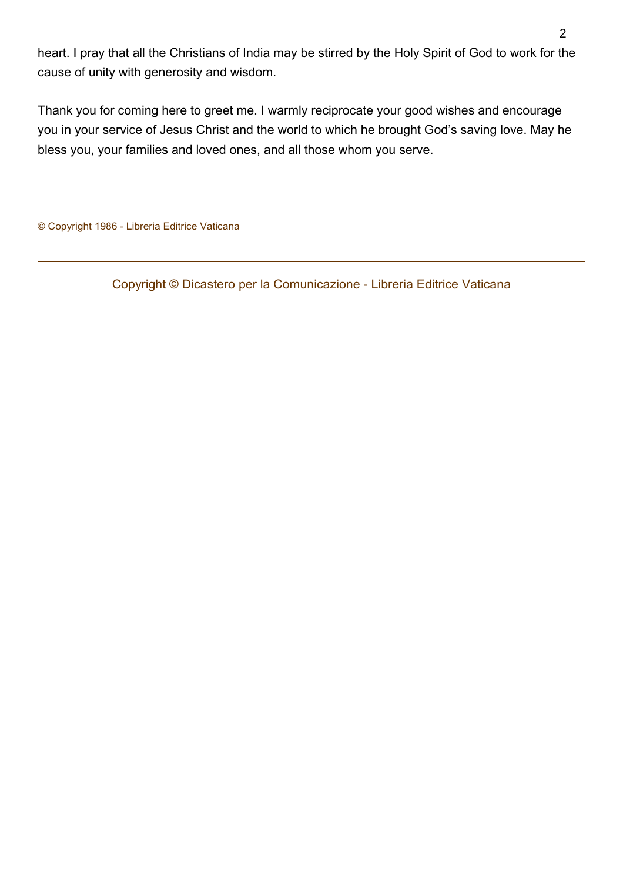heart. I pray that all the Christians of India may be stirred by the Holy Spirit of God to work for the cause of unity with generosity and wisdom.

Thank you for coming here to greet me. I warmly reciprocate your good wishes and encourage you in your service of Jesus Christ and the world to which he brought God's saving love. May he bless you, your families and loved ones, and all those whom you serve.

© Copyright 1986 - Libreria Editrice Vaticana

---

Copyright © Dicastero per la Comunicazione - Libreria Editrice Vaticana